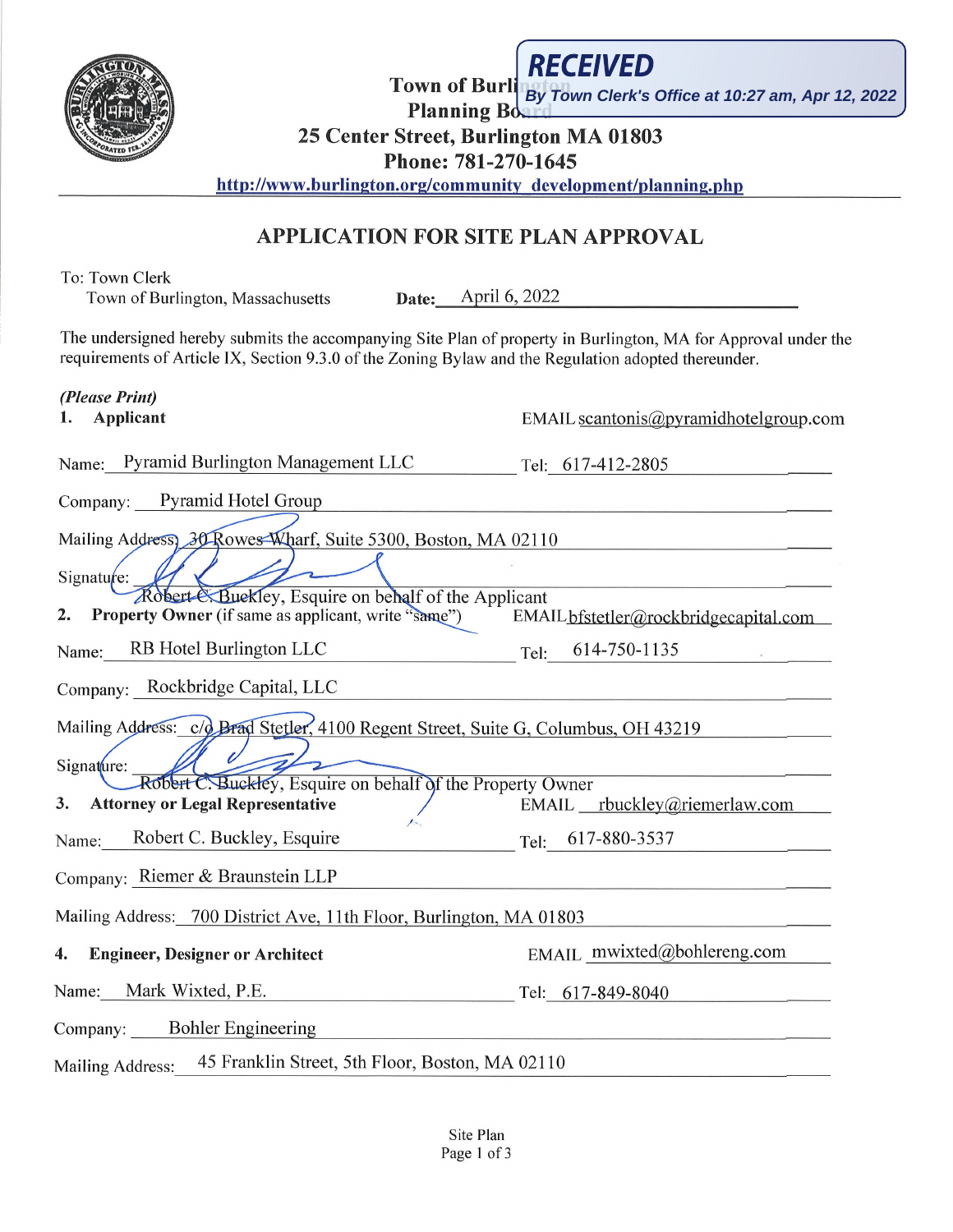**RECEIVED**
*By Town Clerk's Office at 10:27 am, Apr 12, 2022*

**Town of Burlington**
**Planning Board**
**25 Center Street, Burlington MA 01803**
**Phone: 781-270-1645**
**http://www.burlington.org/community_development/planning.php**

## APPLICATION FOR SITE PLAN APPROVAL

To: Town Clerk
Town of Burlington, Massachusetts

**Date:** April 6, 2022

The undersigned hereby submits the accompanying Site Plan of property in Burlington, MA for Approval under the requirements of Article IX, Section 9.3.0 of the Zoning Bylaw and the Regulation adopted thereunder.

*(Please Print)*

**1. Applicant** EMAIL scantonis@pyramidhotelgroup.com

Name: Pyramid Burlington Management LLC Tel: 617-412-2805

Company: Pyramid Hotel Group

Mailing Address: 30 Rowes Wharf, Suite 5300, Boston, MA 02110

Signature:
Robert C. Buckley, Esquire on behalf of the Applicant

**2. Property Owner** (if same as applicant, write "same") EMAIL bfstetler@rockbridgecapital.com

Name: RB Hotel Burlington LLC Tel: 614-750-1135

Company: Rockbridge Capital, LLC

Mailing Address: c/o Brad Stetler, 4100 Regent Street, Suite G, Columbus, OH 43219

Signature:
Robert C. Buckley, Esquire on behalf of the Property Owner

**3. Attorney or Legal Representative** EMAIL rbuckley@riemerlaw.com

Name: Robert C. Buckley, Esquire Tel: 617-880-3537

Company: Riemer & Braunstein LLP

Mailing Address: 700 District Ave, 11th Floor, Burlington, MA 01803

**4. Engineer, Designer or Architect** EMAIL mwixted@bohlereng.com

Name: Mark Wixted, P.E. Tel: 617-849-8040

Company: Bohler Engineering

Mailing Address: 45 Franklin Street, 5th Floor, Boston, MA 02110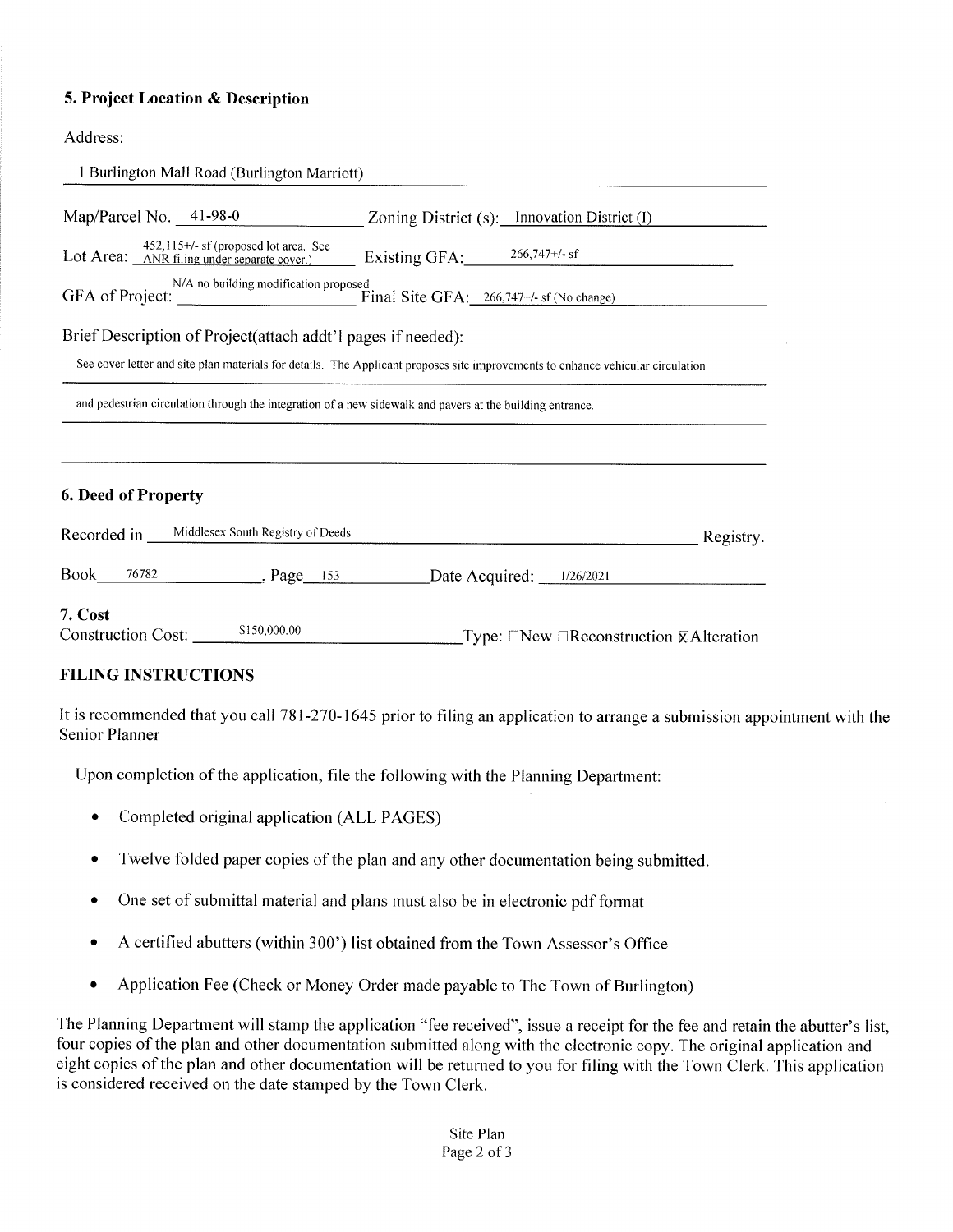### 5. Project Location & Description

Address:

1 Burlington Mall Road (Burlington Marriott)

Map/Parcel No. 41-98-0 Zoning District (s): Innovation District (I)

Lot Area: 452,115+/- sf (proposed lot area. See ANR filing under separate cover.) Existing GFA: 266,747+/- sf

GFA of Project: N/A no building modification proposed Final Site GFA: 266,747+/- sf (No change)

Brief Description of Project(attach addt'l pages if needed):

See cover letter and site plan materials for details. The Applicant proposes site improvements to enhance vehicular circulation and pedestrian circulation through the integration of a new sidewalk and pavers at the building entrance.

### 6. Deed of Property

Recorded in Middlesex South Registry of Deeds Registry.

Book 76782, Page 153 Date Acquired: 1/26/2021

### 7. Cost

Construction Cost: $150,000.00 Type: ☐New ☐Reconstruction ☒Alteration

### FILING INSTRUCTIONS

It is recommended that you call 781-270-1645 prior to filing an application to arrange a submission appointment with the Senior Planner

Upon completion of the application, file the following with the Planning Department:

- Completed original application (ALL PAGES)
- Twelve folded paper copies of the plan and any other documentation being submitted.
- One set of submittal material and plans must also be in electronic pdf format
- A certified abutters (within 300') list obtained from the Town Assessor's Office
- Application Fee (Check or Money Order made payable to The Town of Burlington)

The Planning Department will stamp the application "fee received", issue a receipt for the fee and retain the abutter's list, four copies of the plan and other documentation submitted along with the electronic copy. The original application and eight copies of the plan and other documentation will be returned to you for filing with the Town Clerk. This application is considered received on the date stamped by the Town Clerk.

Site Plan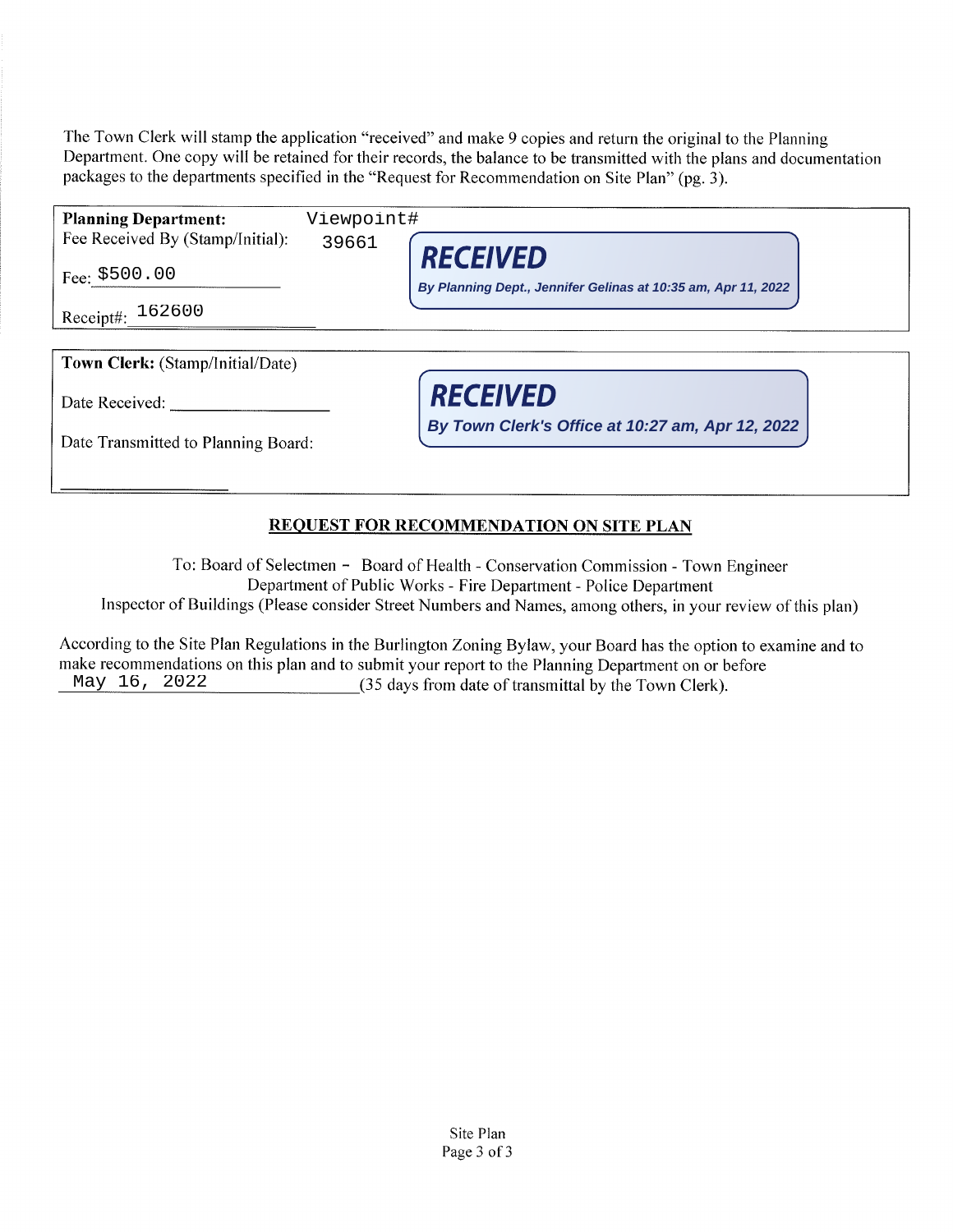The Town Clerk will stamp the application "received" and make 9 copies and return the original to the Planning Department. One copy will be retained for their records, the balance to be transmitted with the plans and documentation packages to the departments specified in the "Request for Recommendation on Site Plan" (pg. 3).

**Planning Department:** Viewpoint# 39661

Fee Received By (Stamp/Initial):

Fee: $500.00

Receipt#: 162600

**RECEIVED**
*By Planning Dept., Jennifer Gelinas at 10:35 am, Apr 11, 2022*

**Town Clerk:** (Stamp/Initial/Date)

Date Received: ____________________

Date Transmitted to Planning Board:

____________________

**RECEIVED**
*By Town Clerk's Office at 10:27 am, Apr 12, 2022*

## REQUEST FOR RECOMMENDATION ON SITE PLAN

To: Board of Selectmen - Board of Health - Conservation Commission - Town Engineer
Department of Public Works - Fire Department - Police Department
Inspector of Buildings (Please consider Street Numbers and Names, among others, in your review of this plan)

According to the Site Plan Regulations in the Burlington Zoning Bylaw, your Board has the option to examine and to make recommendations on this plan and to submit your report to the Planning Department on or before May 16, 2022 (35 days from date of transmittal by the Town Clerk).